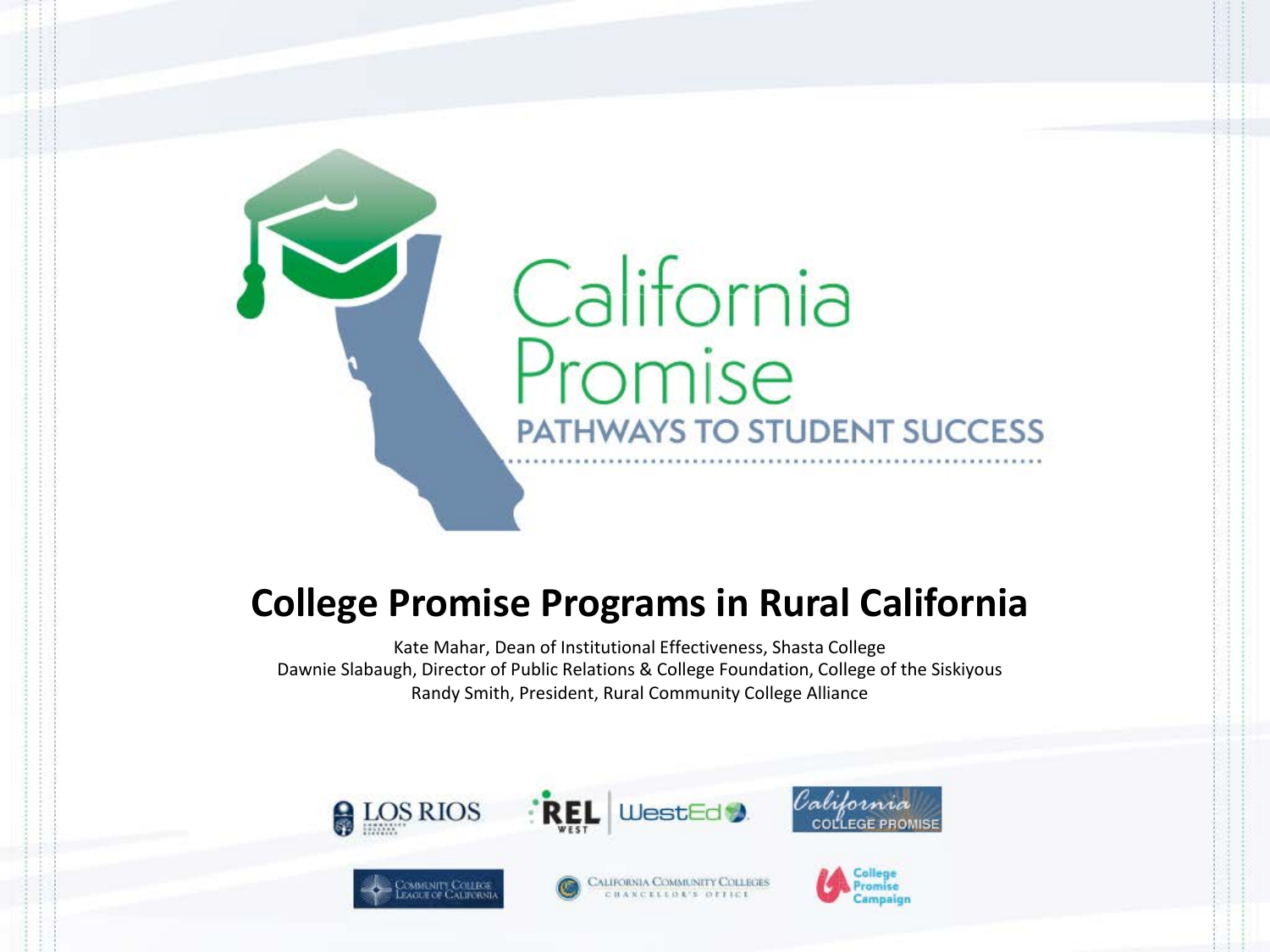California Promise

PATHWAYS TO STUDENT SUCCESS

# College Promise Programs in Rural California

Kate Mahar, Dean of Institutional Effectiveness, Shasta College

Dawnie Slabaugh, Director of Public Relations & College Foundation, College of the Siskiyous

Randy Smith, President, Rural Community College Alliance

LOS RIOS COMMUNITY COLLEGE DISTRICT

REL WEST | WestEd

California COLLEGE PROMISE

COMMUNITY COLLEGE LEAGUE OF CALIFORNIA

CALIFORNIA COMMUNITY COLLEGES CHANCELLOR'S OFFICE

College Promise Campaign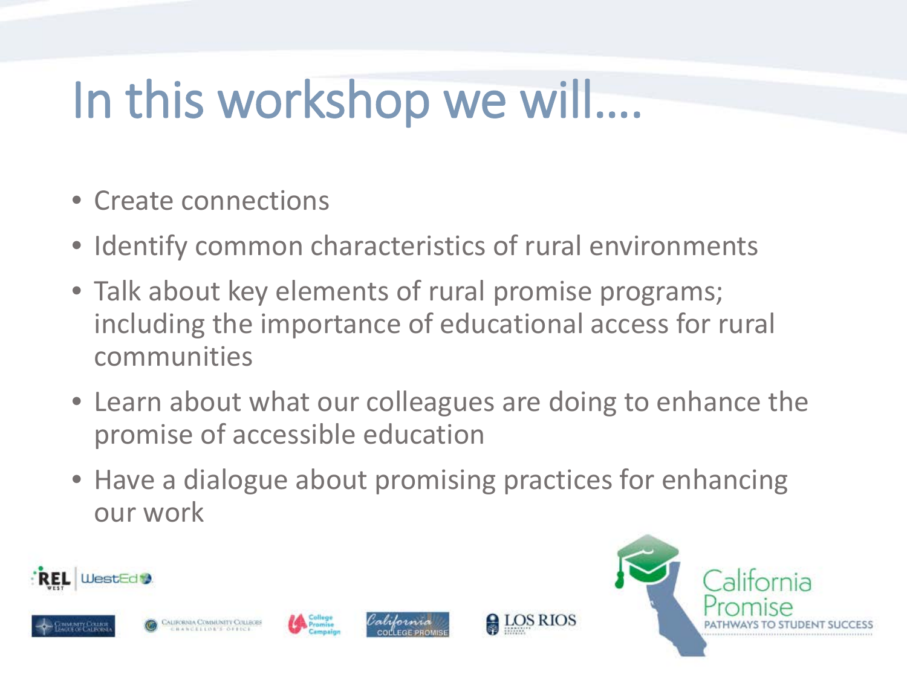# In this workshop we will….

- Create connections
- Identify common characteristics of rural environments
- Talk about key elements of rural promise programs; including the importance of educational access for rural communities
- Learn about what our colleagues are doing to enhance the promise of accessible education
- Have a dialogue about promising practices for enhancing our work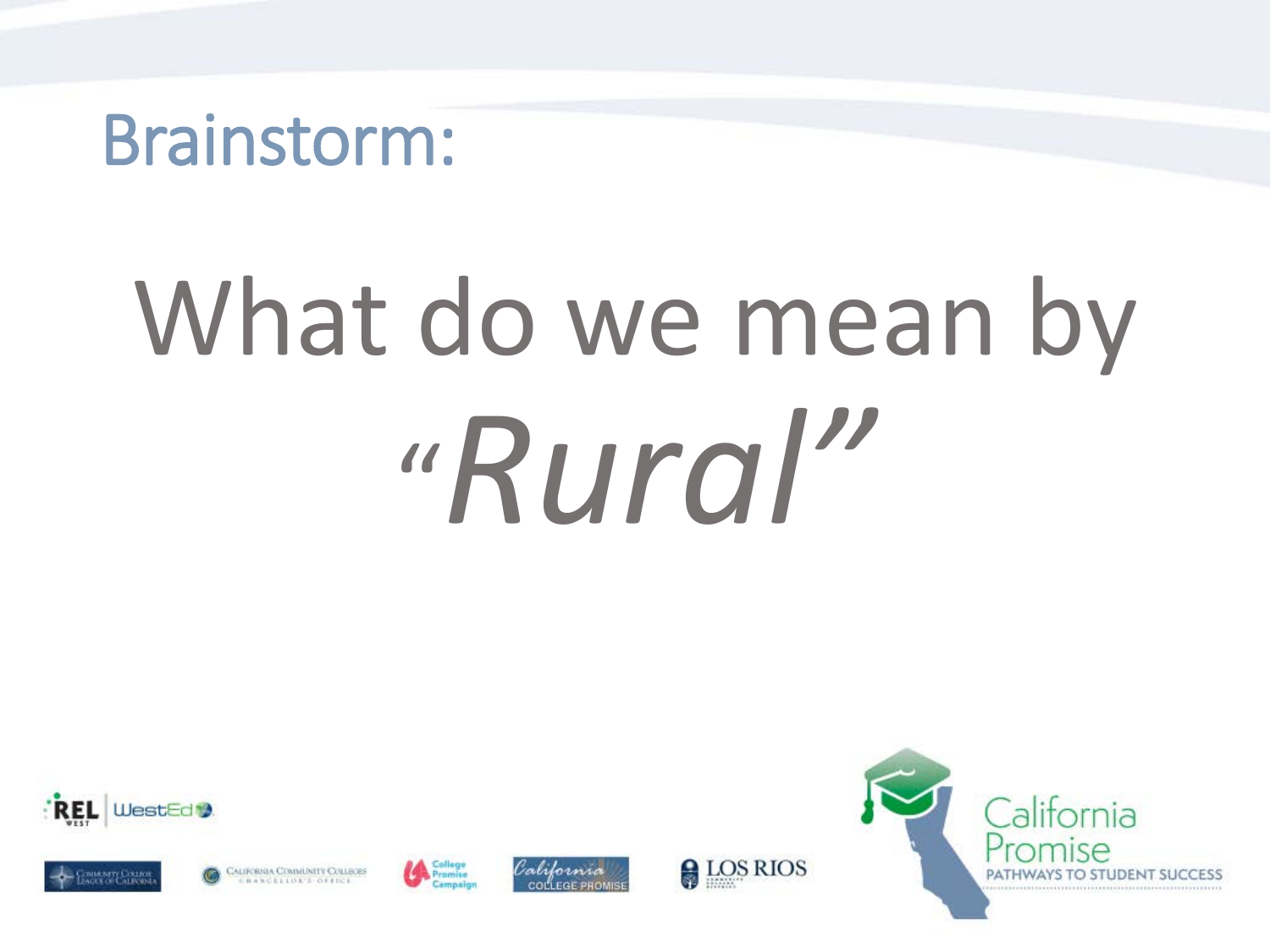# Brainstorm:

What do we mean by *"Rural"*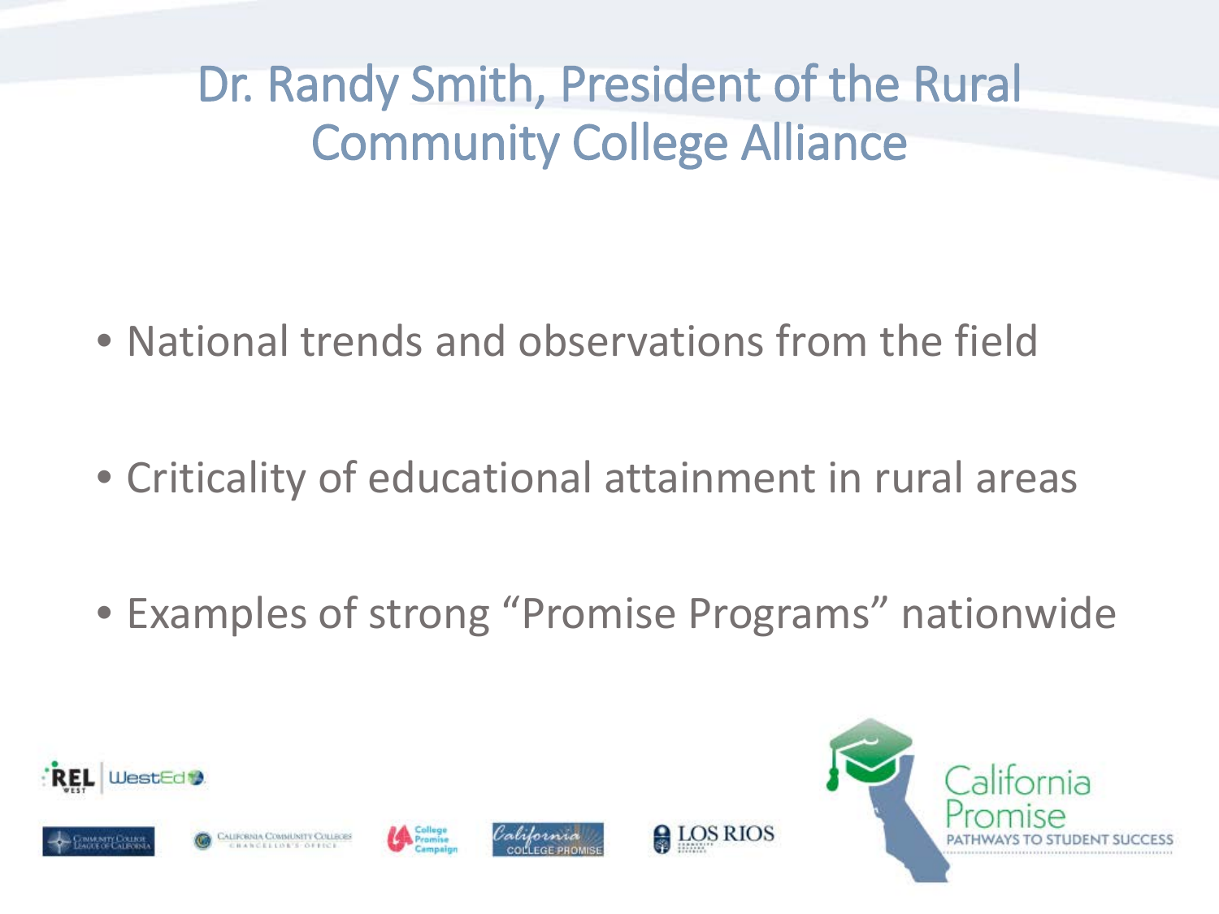# Dr. Randy Smith, President of the Rural Community College Alliance

- National trends and observations from the field
- Criticality of educational attainment in rural areas
- Examples of strong “Promise Programs” nationwide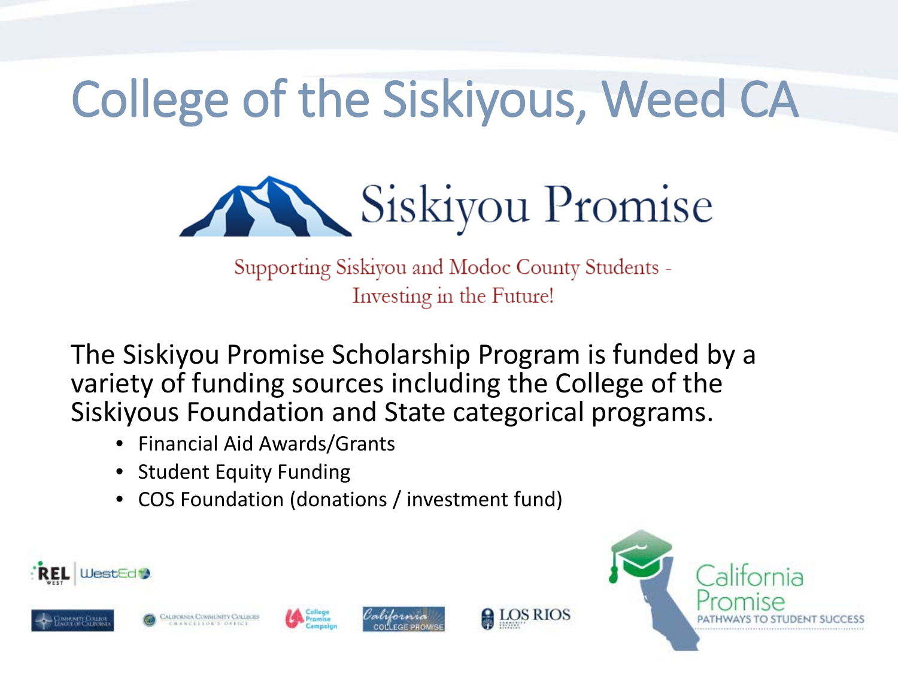# College of the Siskiyous, Weed CA

Siskiyou Promise

Supporting Siskiyou and Modoc County Students - Investing in the Future!

The Siskiyou Promise Scholarship Program is funded by a variety of funding sources including the College of the Siskiyous Foundation and State categorical programs.

- Financial Aid Awards/Grants
- Student Equity Funding
- COS Foundation (donations / investment fund)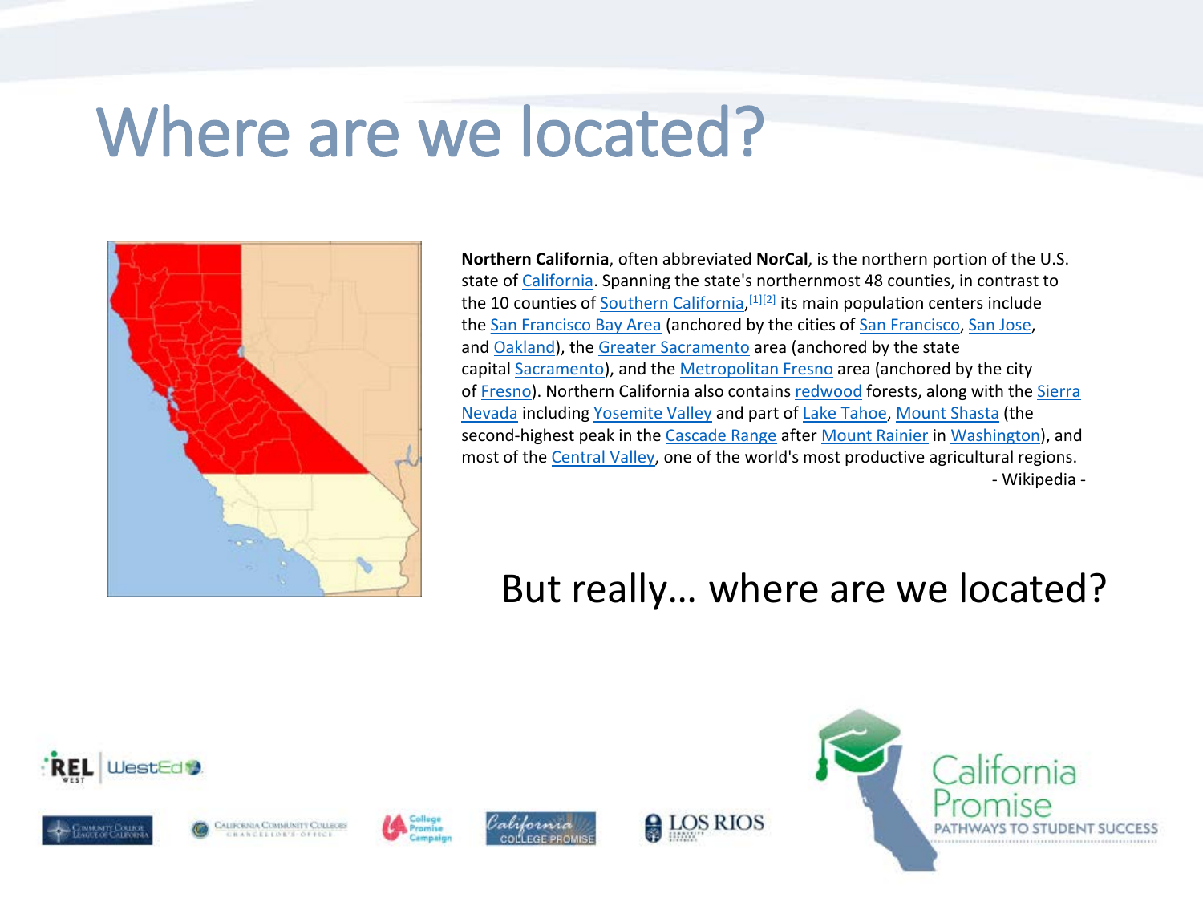# Where are we located?

**Northern California**, often abbreviated **NorCal**, is the northern portion of the U.S. state of California. Spanning the state's northernmost 48 counties, in contrast to the 10 counties of Southern California,[1][2] its main population centers include the San Francisco Bay Area (anchored by the cities of San Francisco, San Jose, and Oakland), the Greater Sacramento area (anchored by the state capital Sacramento), and the Metropolitan Fresno area (anchored by the city of Fresno). Northern California also contains redwood forests, along with the Sierra Nevada including Yosemite Valley and part of Lake Tahoe, Mount Shasta (the second-highest peak in the Cascade Range after Mount Rainier in Washington), and most of the Central Valley, one of the world's most productive agricultural regions.

- Wikipedia -

But really… where are we located?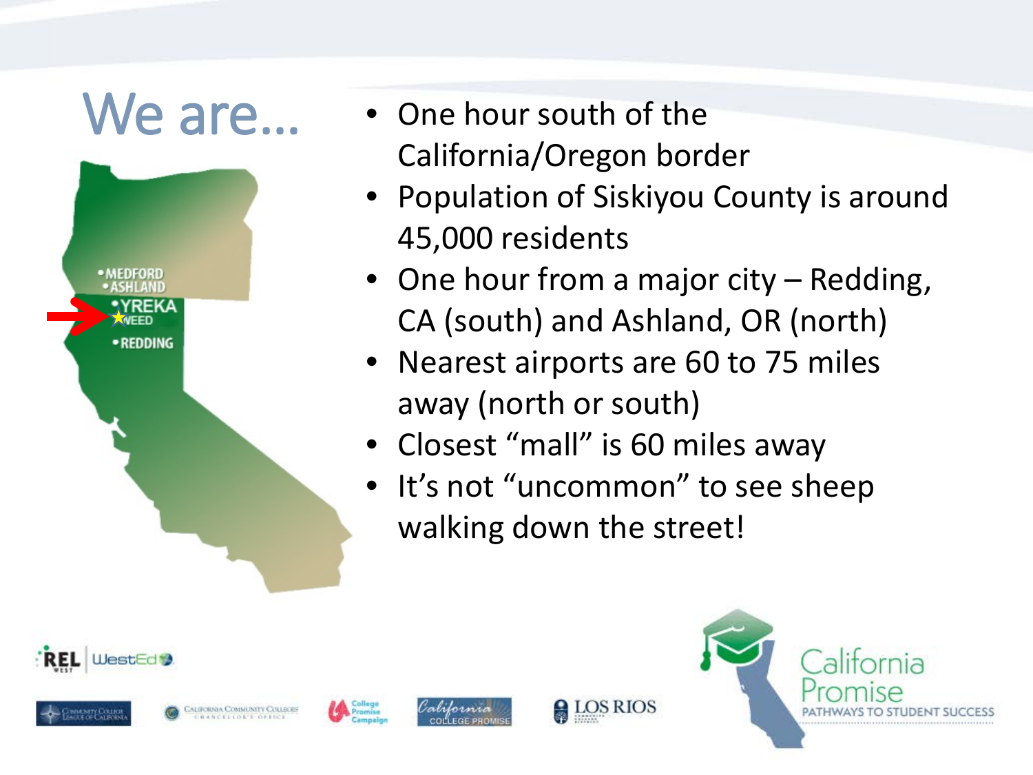# We are…

- One hour south of the California/Oregon border
- Population of Siskiyou County is around 45,000 residents
- One hour from a major city – Redding, CA (south) and Ashland, OR (north)
- Nearest airports are 60 to 75 miles away (north or south)
- Closest “mall” is 60 miles away
- It’s not “uncommon” to see sheep walking down the street!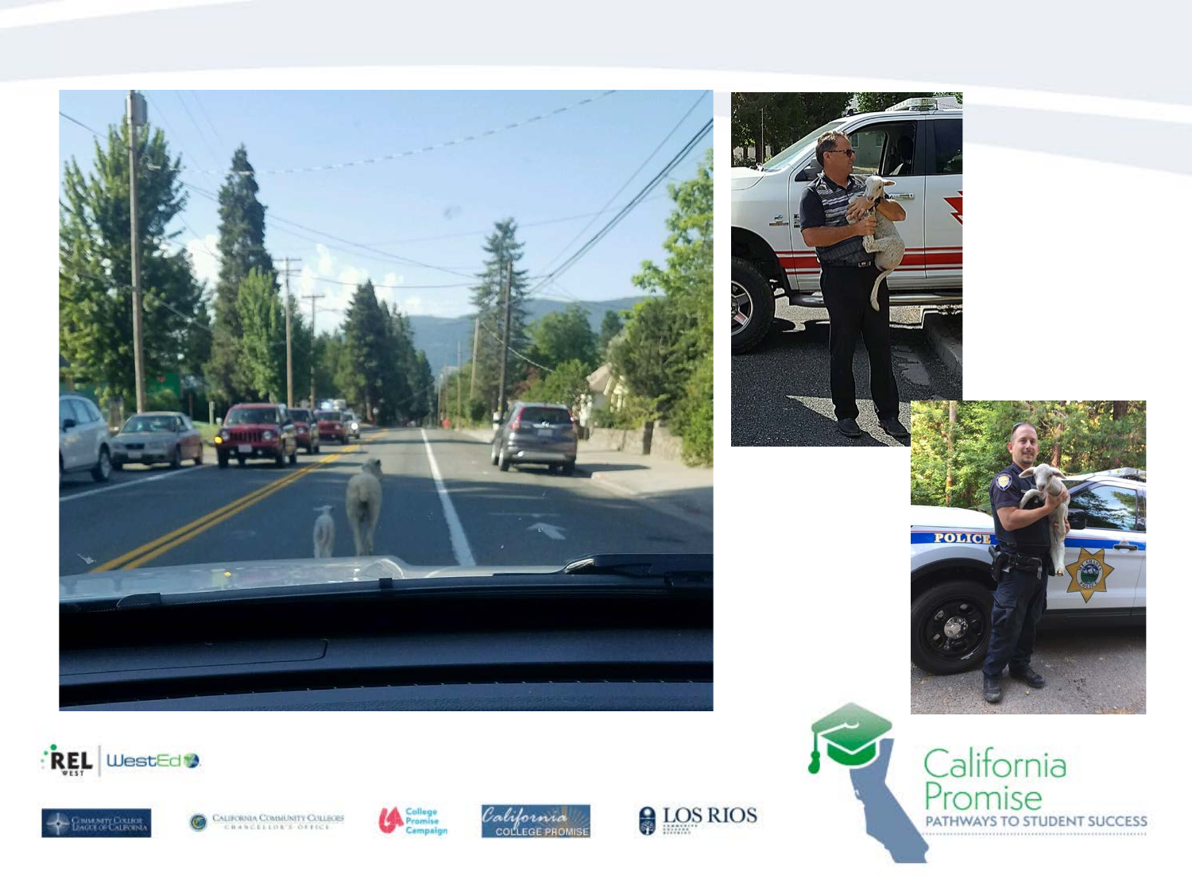California Promise

PATHWAYS TO STUDENT SUCCESS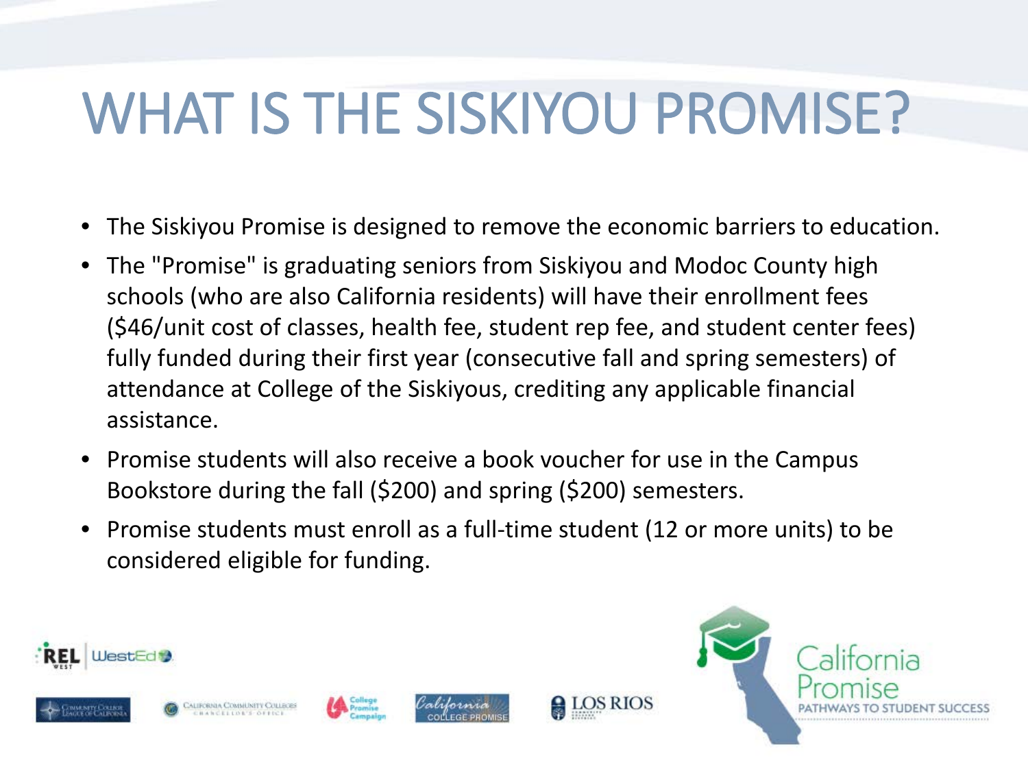# WHAT IS THE SISKIYOU PROMISE?

- The Siskiyou Promise is designed to remove the economic barriers to education.
- The "Promise" is graduating seniors from Siskiyou and Modoc County high schools (who are also California residents) will have their enrollment fees ($46/unit cost of classes, health fee, student rep fee, and student center fees) fully funded during their first year (consecutive fall and spring semesters) of attendance at College of the Siskiyous, crediting any applicable financial assistance.
- Promise students will also receive a book voucher for use in the Campus Bookstore during the fall ($200) and spring ($200) semesters.
- Promise students must enroll as a full-time student (12 or more units) to be considered eligible for funding.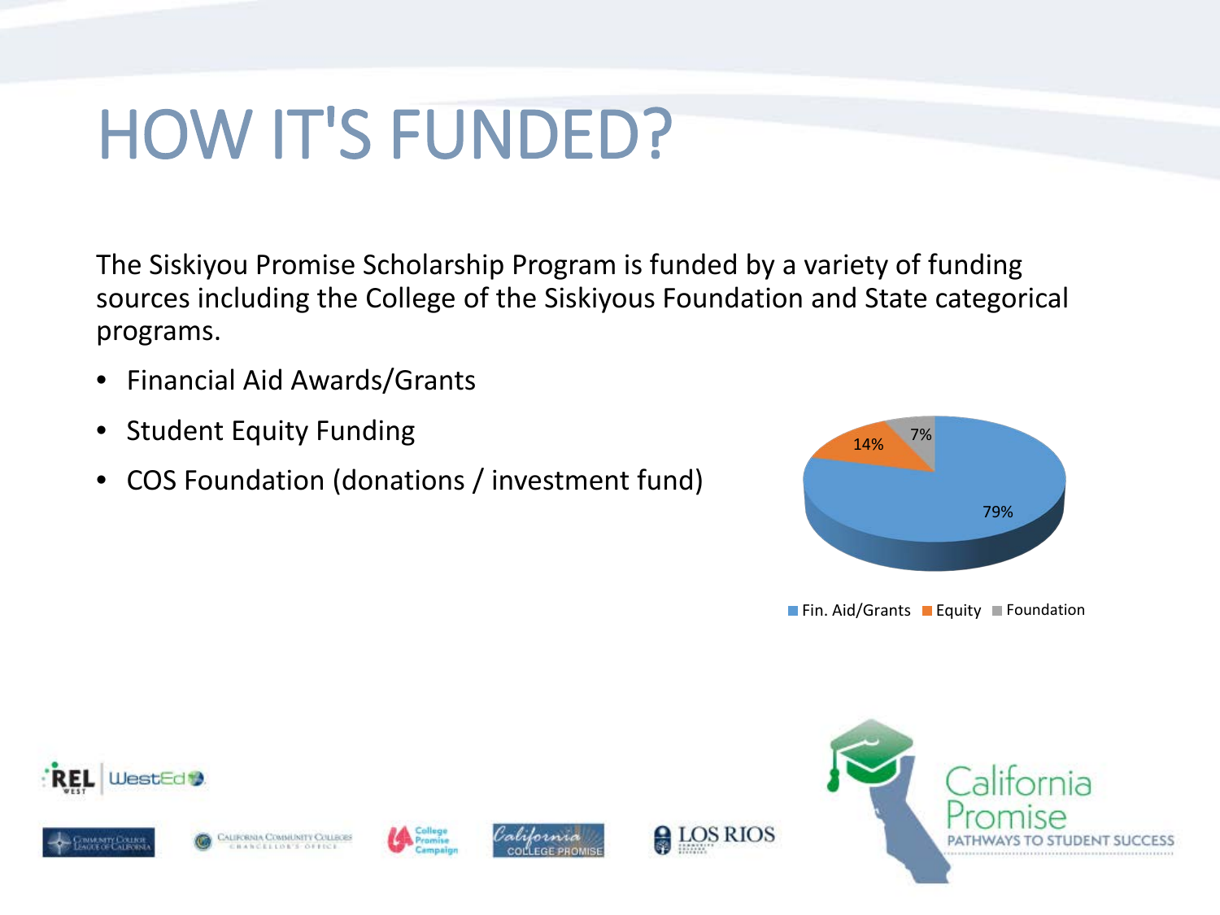# HOW IT'S FUNDED?

The Siskiyou Promise Scholarship Program is funded by a variety of funding sources including the College of the Siskiyous Foundation and State categorical programs.

- Financial Aid Awards/Grants
- Student Equity Funding
- COS Foundation (donations / investment fund)

| Source | Share |
| --- | --- |
| Fin. Aid/Grants | 79% |
| Equity | 14% |
| Foundation | 7% |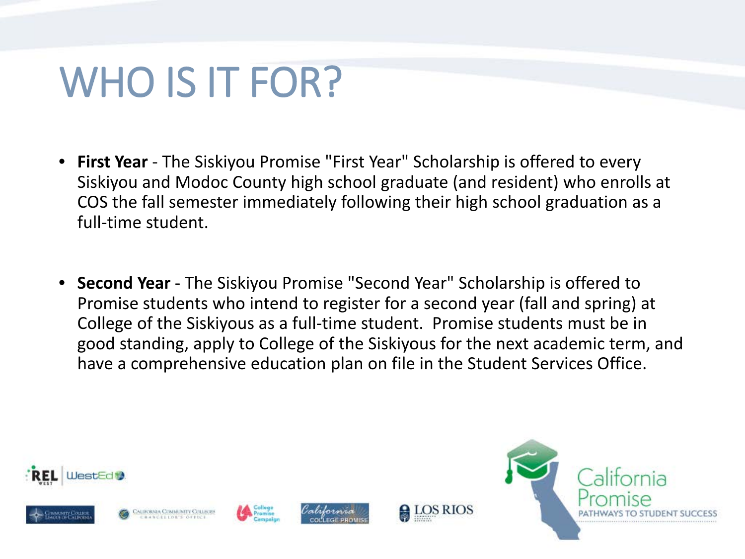# WHO IS IT FOR?

- **First Year** - The Siskiyou Promise "First Year" Scholarship is offered to every Siskiyou and Modoc County high school graduate (and resident) who enrolls at COS the fall semester immediately following their high school graduation as a full-time student.

- **Second Year** - The Siskiyou Promise "Second Year" Scholarship is offered to Promise students who intend to register for a second year (fall and spring) at College of the Siskiyous as a full-time student. Promise students must be in good standing, apply to College of the Siskiyous for the next academic term, and have a comprehensive education plan on file in the Student Services Office.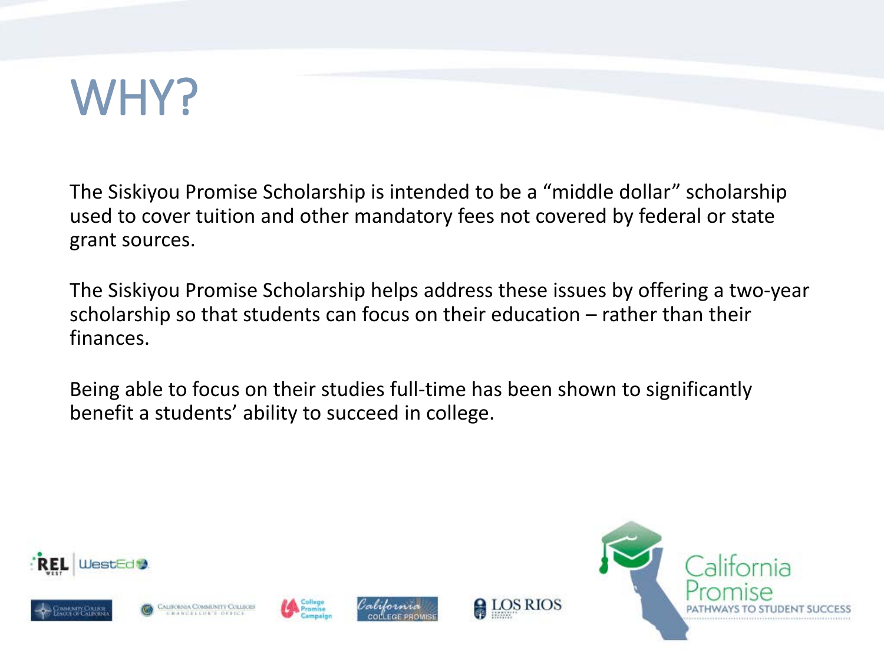# WHY?

The Siskiyou Promise Scholarship is intended to be a "middle dollar" scholarship used to cover tuition and other mandatory fees not covered by federal or state grant sources.

The Siskiyou Promise Scholarship helps address these issues by offering a two-year scholarship so that students can focus on their education – rather than their finances.

Being able to focus on their studies full-time has been shown to significantly benefit a students' ability to succeed in college.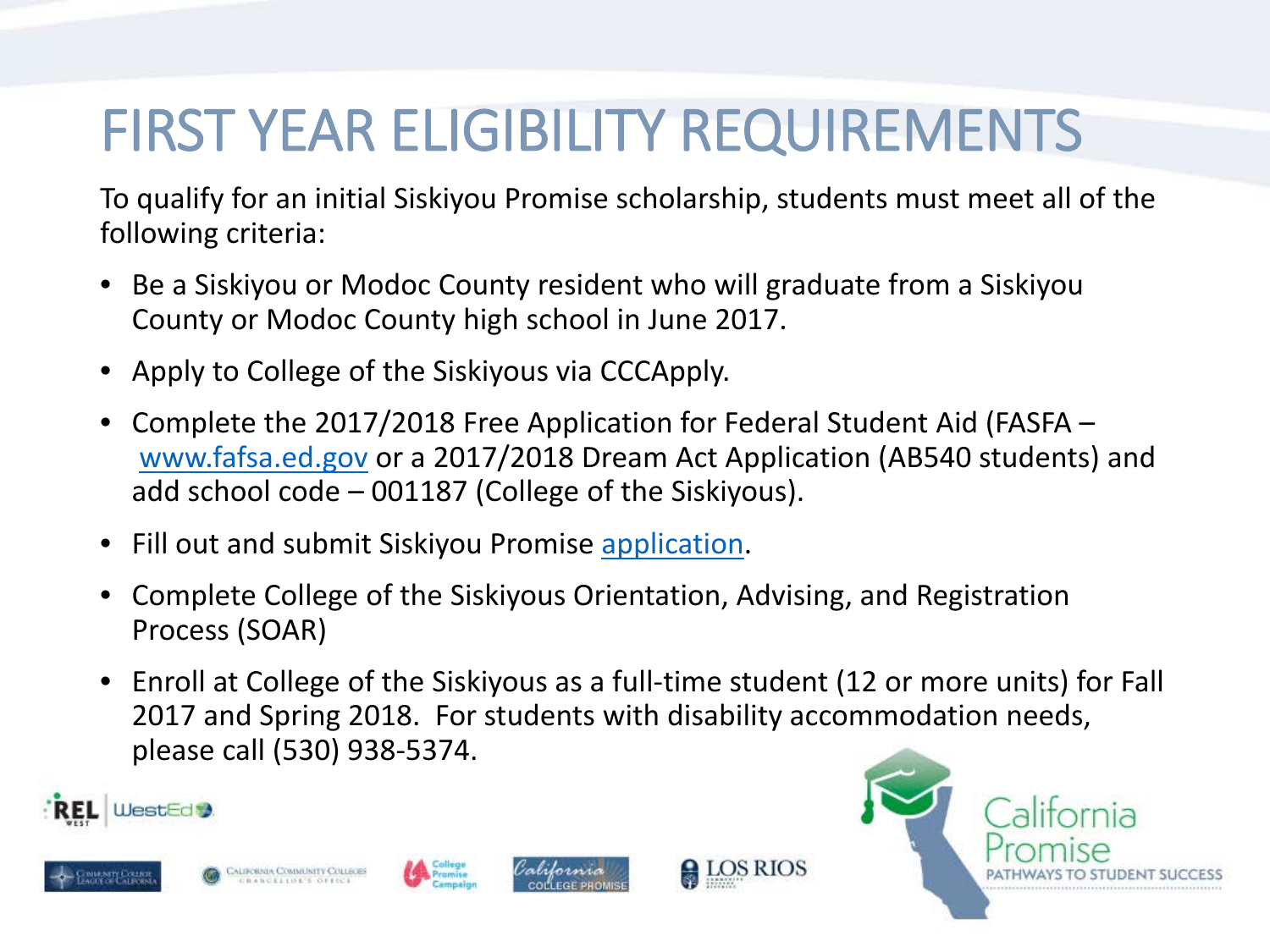# FIRST YEAR ELIGIBILITY REQUIREMENTS

To qualify for an initial Siskiyou Promise scholarship, students must meet all of the following criteria:

- Be a Siskiyou or Modoc County resident who will graduate from a Siskiyou County or Modoc County high school in June 2017.
- Apply to College of the Siskiyous via CCCApply.
- Complete the 2017/2018 Free Application for Federal Student Aid (FASFA – www.fafsa.ed.gov or a 2017/2018 Dream Act Application (AB540 students) and add school code – 001187 (College of the Siskiyous).
- Fill out and submit Siskiyou Promise application.
- Complete College of the Siskiyous Orientation, Advising, and Registration Process (SOAR)
- Enroll at College of the Siskiyous as a full-time student (12 or more units) for Fall 2017 and Spring 2018. For students with disability accommodation needs, please call (530) 938-5374.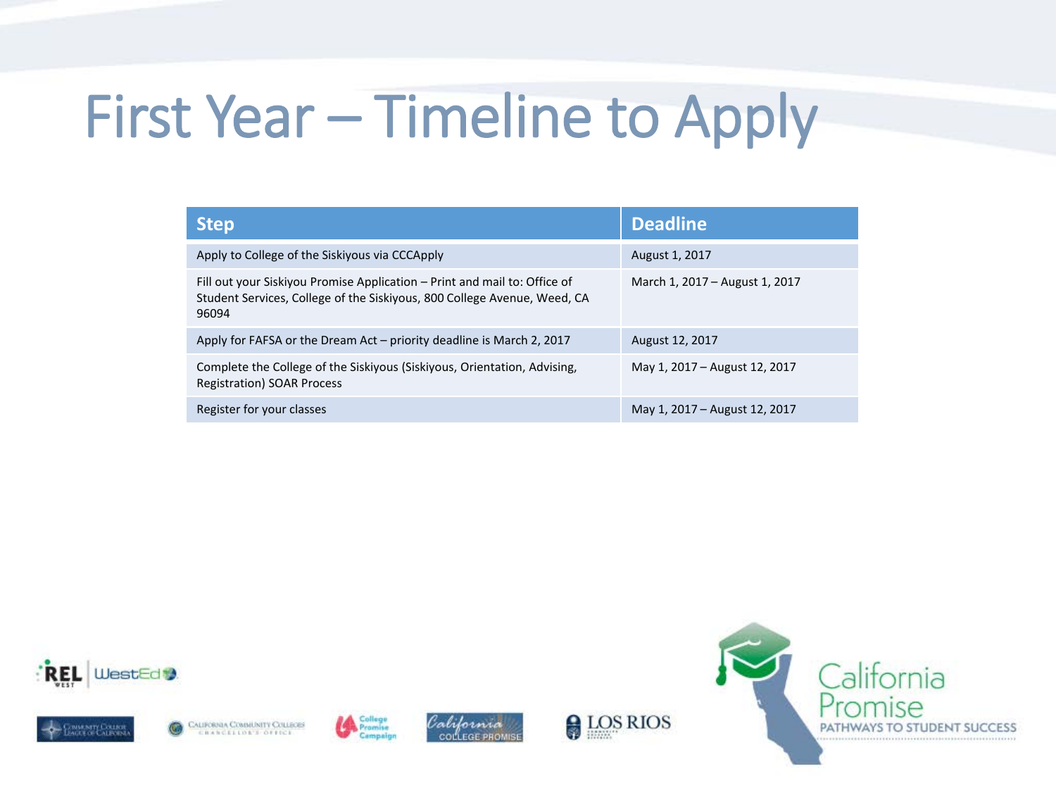# First Year – Timeline to Apply

| Step | Deadline |
|---|---|
| Apply to College of the Siskiyous via CCCApply | August 1, 2017 |
| Fill out your Siskiyou Promise Application – Print and mail to: Office of Student Services, College of the Siskiyous, 800 College Avenue, Weed, CA 96094 | March 1, 2017 – August 1, 2017 |
| Apply for FAFSA or the Dream Act – priority deadline is March 2, 2017 | August 12, 2017 |
| Complete the College of the Siskiyous (Siskiyous, Orientation, Advising, Registration) SOAR Process | May 1, 2017 – August 12, 2017 |
| Register for your classes | May 1, 2017 – August 12, 2017 |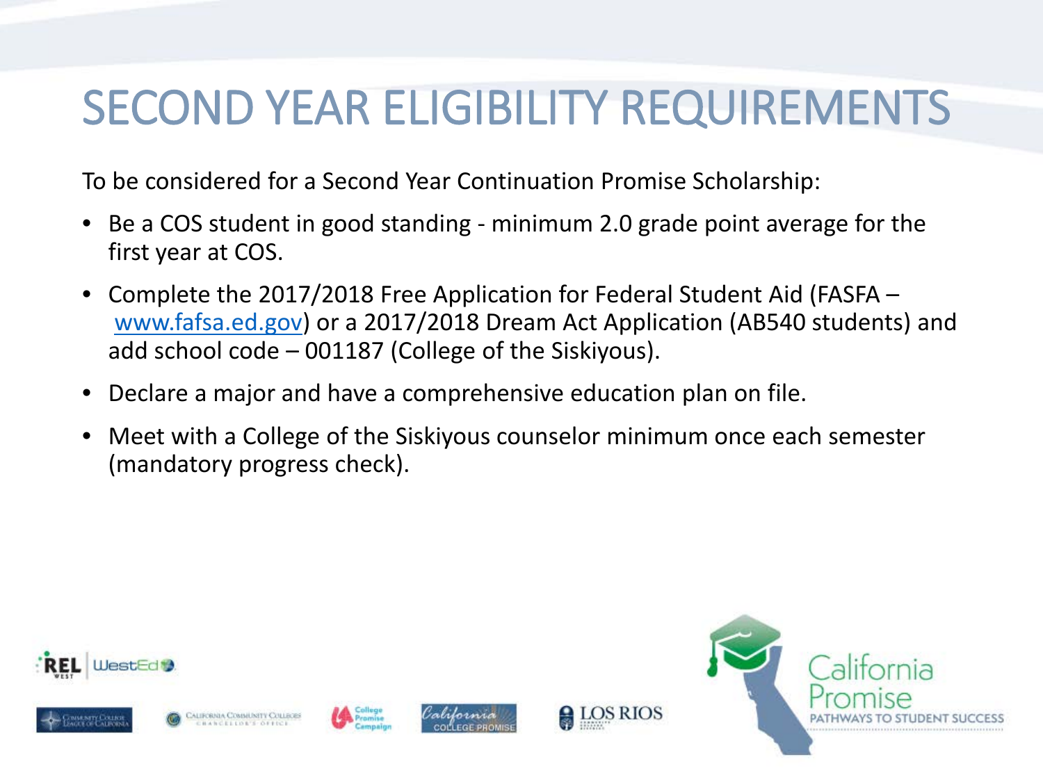# SECOND YEAR ELIGIBILITY REQUIREMENTS

To be considered for a Second Year Continuation Promise Scholarship:

- Be a COS student in good standing - minimum 2.0 grade point average for the first year at COS.
- Complete the 2017/2018 Free Application for Federal Student Aid (FASFA – www.fafsa.ed.gov) or a 2017/2018 Dream Act Application (AB540 students) and add school code – 001187 (College of the Siskiyous).
- Declare a major and have a comprehensive education plan on file.
- Meet with a College of the Siskiyous counselor minimum once each semester (mandatory progress check).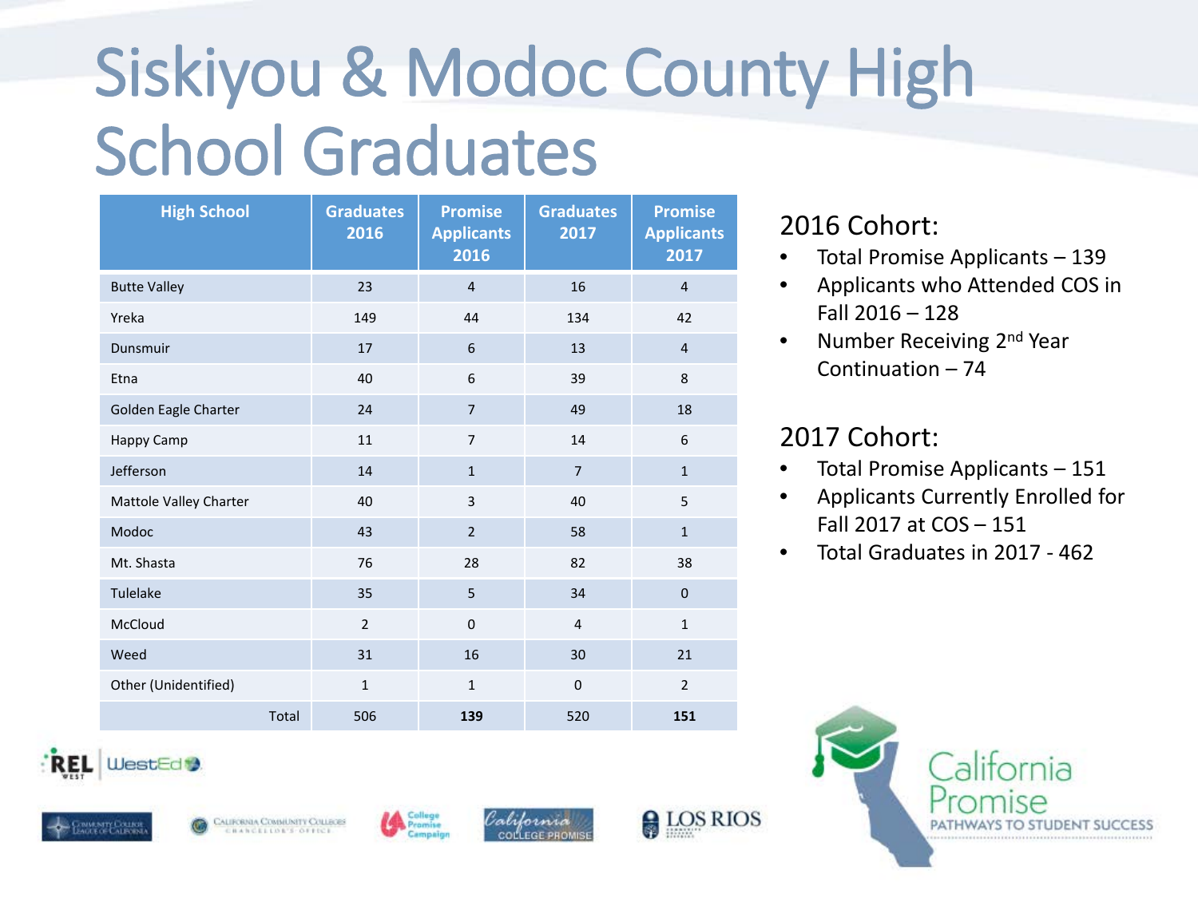# Siskiyou & Modoc County High School Graduates

| High School | Graduates 2016 | Promise Applicants 2016 | Graduates 2017 | Promise Applicants 2017 |
|---|---|---|---|---|
| Butte Valley | 23 | 4 | 16 | 4 |
| Yreka | 149 | 44 | 134 | 42 |
| Dunsmuir | 17 | 6 | 13 | 4 |
| Etna | 40 | 6 | 39 | 8 |
| Golden Eagle Charter | 24 | 7 | 49 | 18 |
| Happy Camp | 11 | 7 | 14 | 6 |
| Jefferson | 14 | 1 | 7 | 1 |
| Mattole Valley Charter | 40 | 3 | 40 | 5 |
| Modoc | 43 | 2 | 58 | 1 |
| Mt. Shasta | 76 | 28 | 82 | 38 |
| Tulelake | 35 | 5 | 34 | 0 |
| McCloud | 2 | 0 | 4 | 1 |
| Weed | 31 | 16 | 30 | 21 |
| Other (Unidentified) | 1 | 1 | 0 | 2 |
| Total | 506 | **139** | 520 | **151** |

## 2016 Cohort:

- Total Promise Applicants – 139
- Applicants who Attended COS in Fall 2016 – 128
- Number Receiving 2nd Year Continuation – 74

## 2017 Cohort:

- Total Promise Applicants – 151
- Applicants Currently Enrolled for Fall 2017 at COS – 151
- Total Graduates in 2017 - 462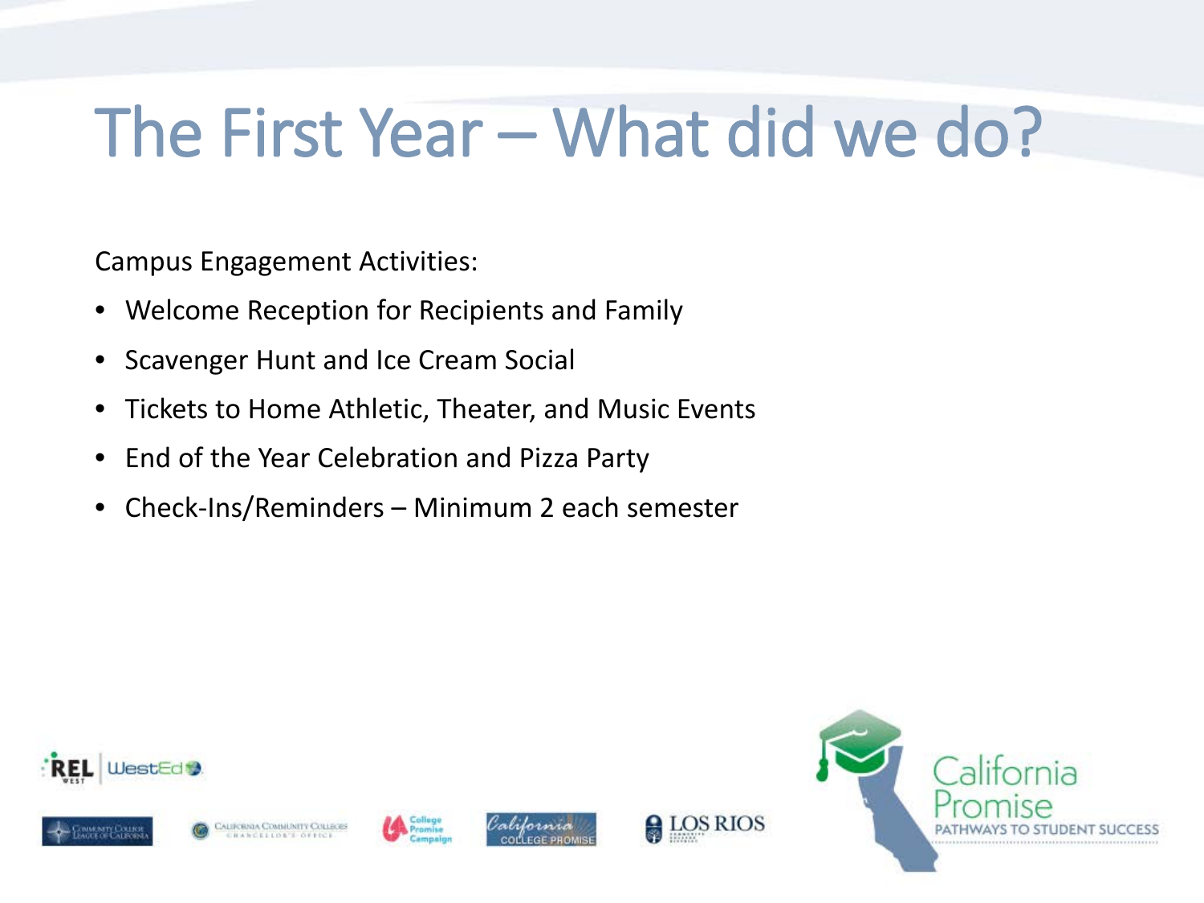# The First Year – What did we do?

Campus Engagement Activities:

- Welcome Reception for Recipients and Family
- Scavenger Hunt and Ice Cream Social
- Tickets to Home Athletic, Theater, and Music Events
- End of the Year Celebration and Pizza Party
- Check-Ins/Reminders – Minimum 2 each semester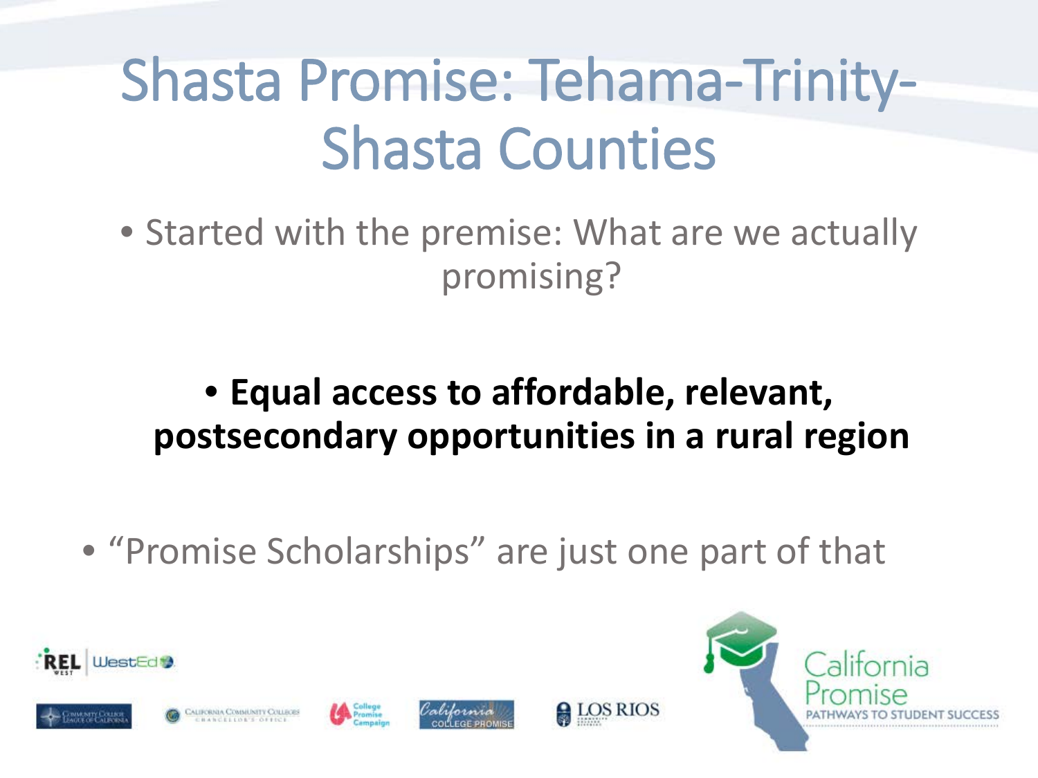# Shasta Promise: Tehama-Trinity-Shasta Counties

- Started with the premise: What are we actually promising?

- **Equal access to affordable, relevant, postsecondary opportunities in a rural region**

- "Promise Scholarships" are just one part of that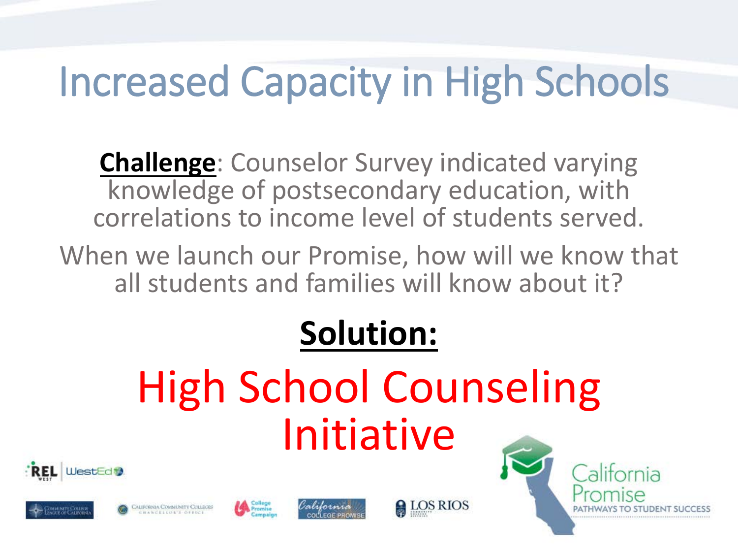# Increased Capacity in High Schools

**Challenge**: Counselor Survey indicated varying knowledge of postsecondary education, with correlations to income level of students served.

When we launch our Promise, how will we know that all students and families will know about it?

**Solution:**

## High School Counseling Initiative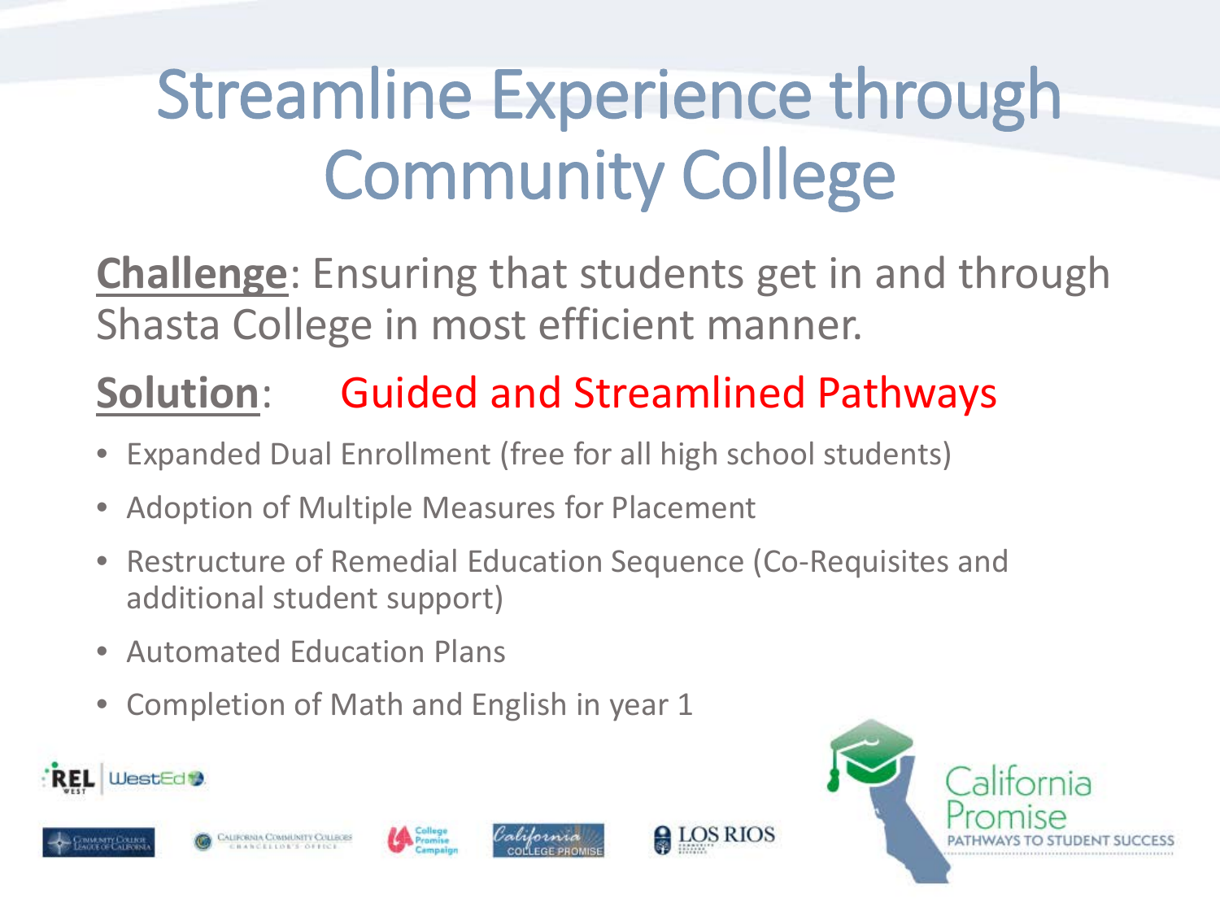# Streamline Experience through Community College

**Challenge**: Ensuring that students get in and through Shasta College in most efficient manner.

**Solution**: Guided and Streamlined Pathways

- Expanded Dual Enrollment (free for all high school students)
- Adoption of Multiple Measures for Placement
- Restructure of Remedial Education Sequence (Co-Requisites and additional student support)
- Automated Education Plans
- Completion of Math and English in year 1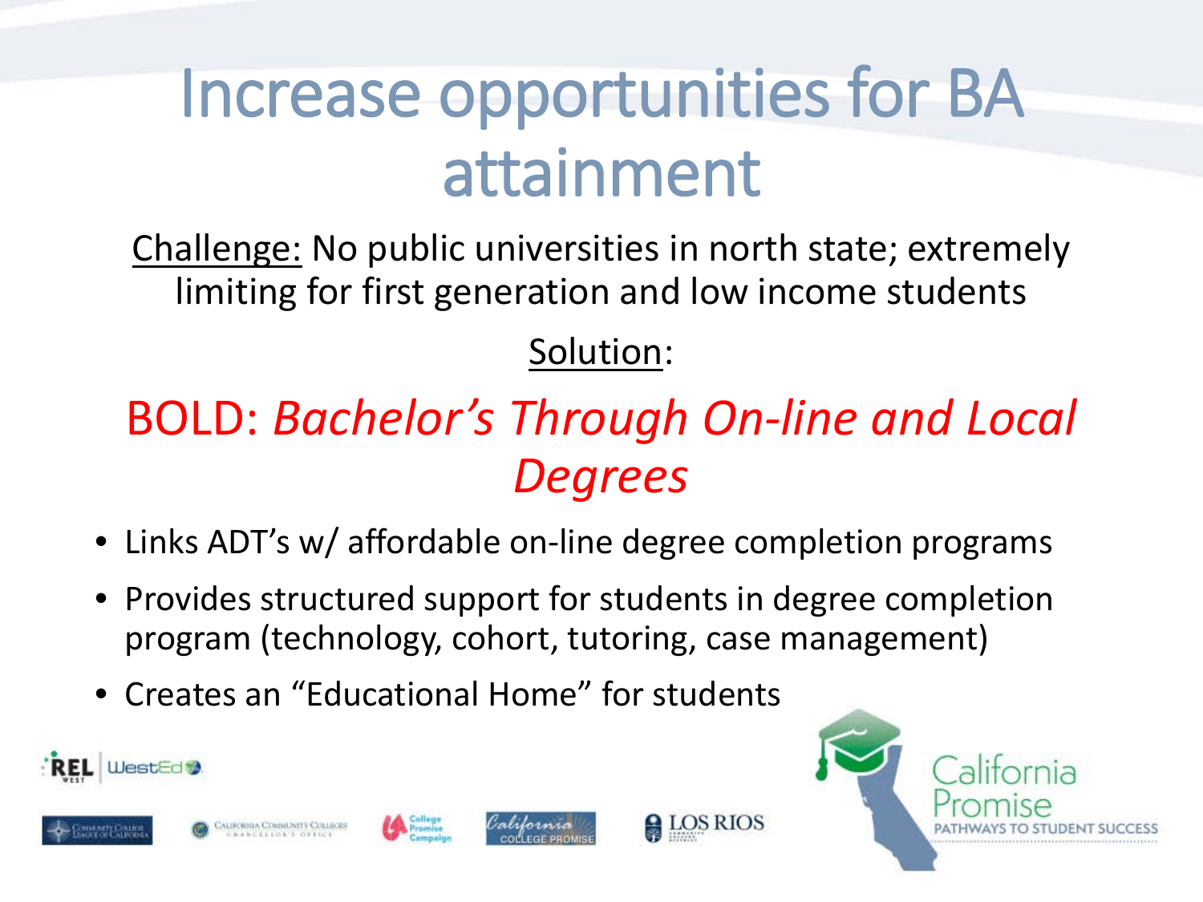# Increase opportunities for BA attainment

Challenge: No public universities in north state; extremely limiting for first generation and low income students

Solution:

## BOLD: *Bachelor's Through On-line and Local Degrees*

- Links ADT's w/ affordable on-line degree completion programs
- Provides structured support for students in degree completion program (technology, cohort, tutoring, case management)
- Creates an "Educational Home" for students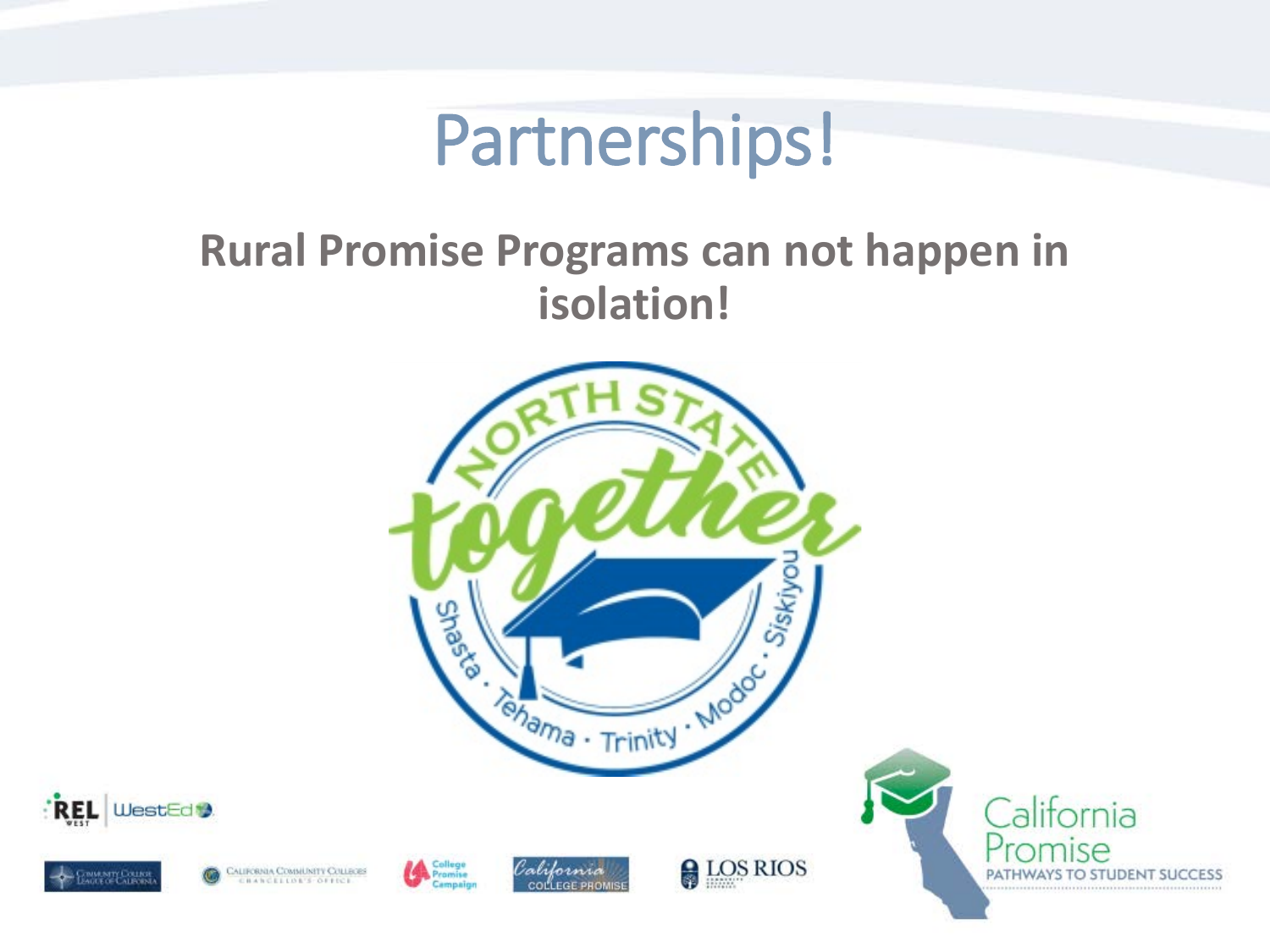# Partnerships!

**Rural Promise Programs can not happen in isolation!**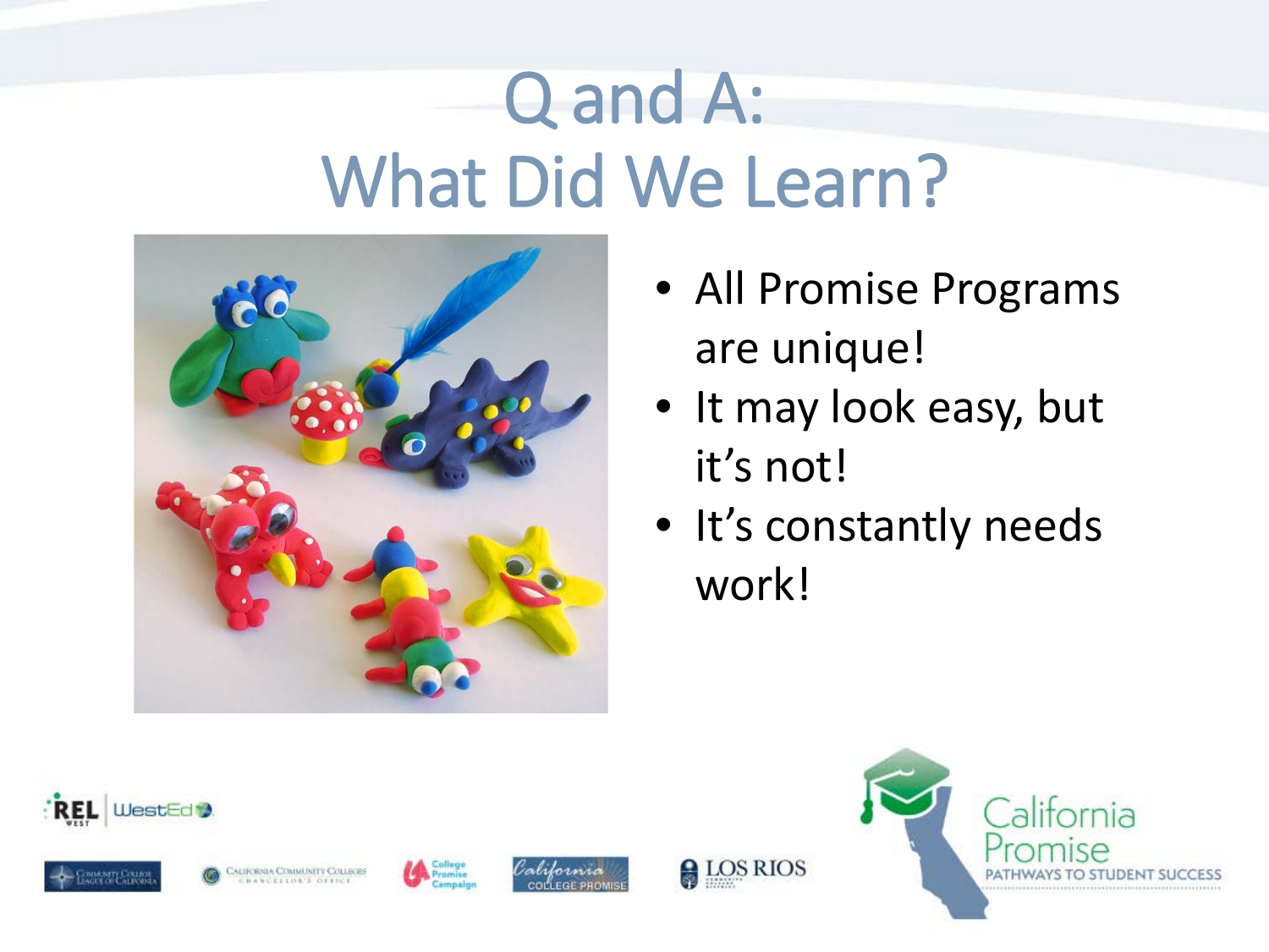# Q and A: What Did We Learn?

- All Promise Programs are unique!
- It may look easy, but it's not!
- It's constantly needs work!